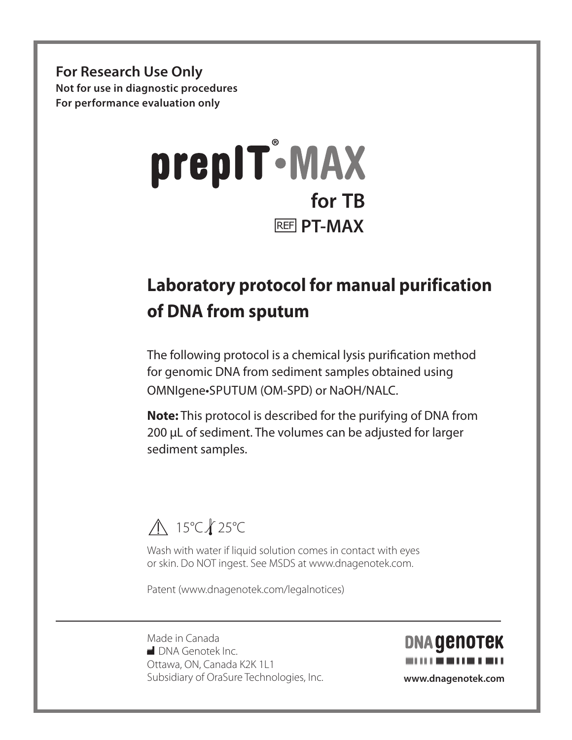**For Research Use Only**
**Not for use in diagnostic procedures**
**For performance evaluation only**

# prepIT®•MAX

## for TB

REF **PT-MAX**

## Laboratory protocol for manual purification of DNA from sputum

The following protocol is a chemical lysis purification method for genomic DNA from sediment samples obtained using OMNIgene•SPUTUM (OM-SPD) or NaOH/NALC.

**Note:** This protocol is described for the purifying of DNA from 200 µL of sediment. The volumes can be adjusted for larger sediment samples.

⚠ 15°C – 25°C

Wash with water if liquid solution comes in contact with eyes or skin. Do NOT ingest. See MSDS at www.dnagenotek.com.

Patent (www.dnagenotek.com/legalnotices)

Made in Canada
DNA Genotek Inc.
Ottawa, ON, Canada K2K 1L1
Subsidiary of OraSure Technologies, Inc.

DNA genotek
www.dnagenotek.com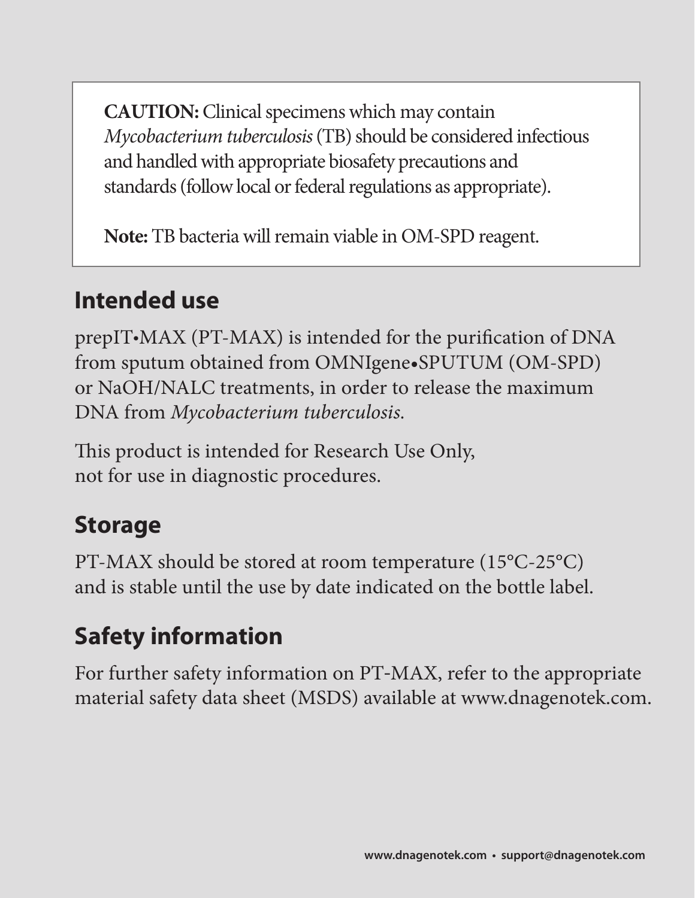**CAUTION:** Clinical specimens which may contain *Mycobacterium tuberculosis* (TB) should be considered infectious and handled with appropriate biosafety precautions and standards (follow local or federal regulations as appropriate).

**Note:** TB bacteria will remain viable in OM-SPD reagent.

## Intended use

prepIT•MAX (PT-MAX) is intended for the purification of DNA from sputum obtained from OMNIgene•SPUTUM (OM-SPD) or NaOH/NALC treatments, in order to release the maximum DNA from *Mycobacterium tuberculosis*.

This product is intended for Research Use Only, not for use in diagnostic procedures.

## Storage

PT-MAX should be stored at room temperature (15°C-25°C) and is stable until the use by date indicated on the bottle label.

## Safety information

For further safety information on PT-MAX, refer to the appropriate material safety data sheet (MSDS) available at www.dnagenotek.com.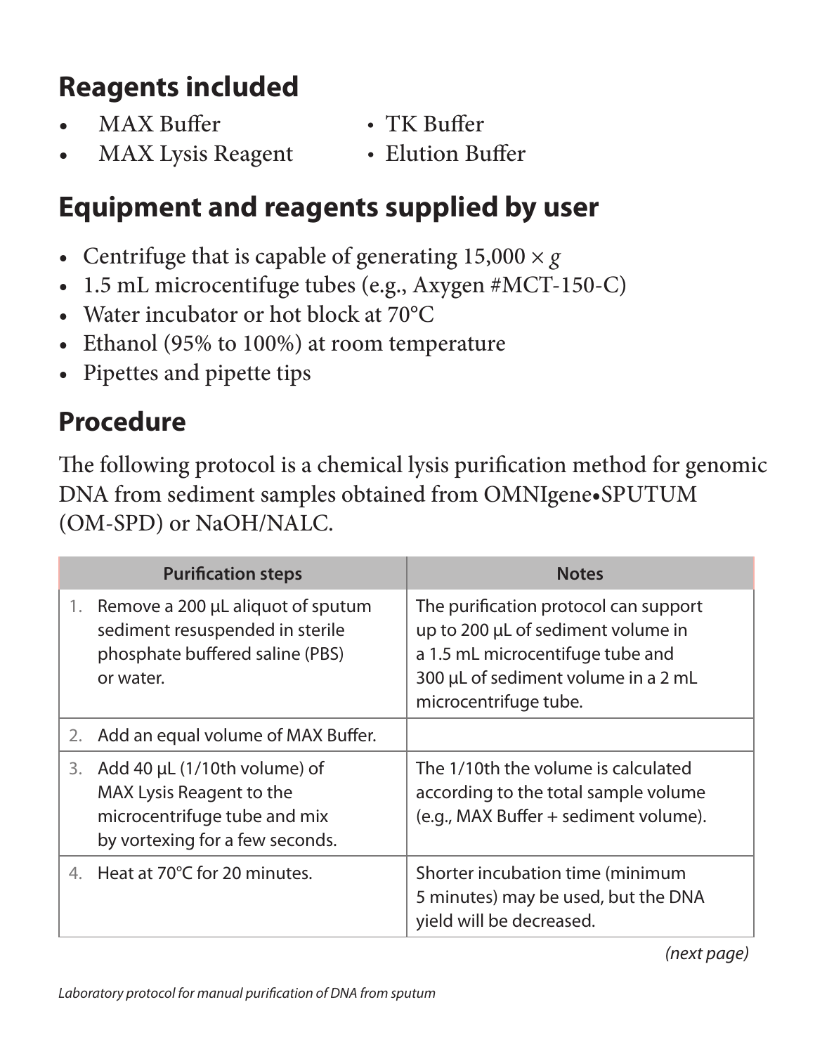## Reagents included

- MAX Buffer
- MAX Lysis Reagent
- TK Buffer
- Elution Buffer

## Equipment and reagents supplied by user

- Centrifuge that is capable of generating 15,000 × *g*
- 1.5 mL microcentifuge tubes (e.g., Axygen #MCT-150-C)
- Water incubator or hot block at 70°C
- Ethanol (95% to 100%) at room temperature
- Pipettes and pipette tips

## Procedure

The following protocol is a chemical lysis purification method for genomic DNA from sediment samples obtained from OMNIgene•SPUTUM (OM-SPD) or NaOH/NALC.

| Purification steps | Notes |
|---|---|
| 1. Remove a 200 µL aliquot of sputum sediment resuspended in sterile phosphate buffered saline (PBS) or water. | The purification protocol can support up to 200 µL of sediment volume in a 1.5 mL microcentifuge tube and 300 µL of sediment volume in a 2 mL microcentrifuge tube. |
| 2. Add an equal volume of MAX Buffer. | |
| 3. Add 40 µL (1/10th volume) of MAX Lysis Reagent to the microcentrifuge tube and mix by vortexing for a few seconds. | The 1/10th the volume is calculated according to the total sample volume (e.g., MAX Buffer + sediment volume). |
| 4. Heat at 70°C for 20 minutes. | Shorter incubation time (minimum 5 minutes) may be used, but the DNA yield will be decreased. |

*(next page)*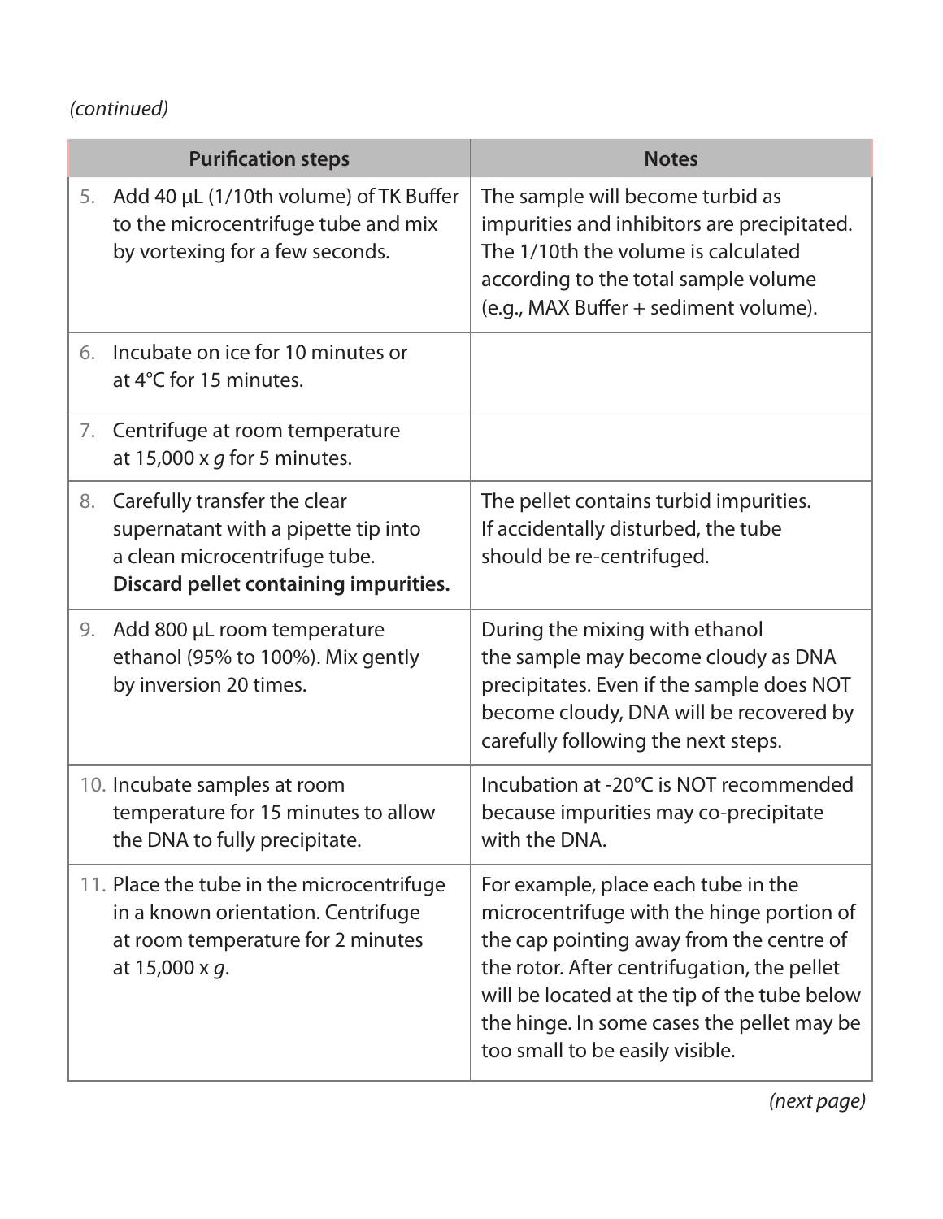*(continued)*

| Purification steps | Notes |
| --- | --- |
| 5. Add 40 µL (1/10th volume) of TK Buffer to the microcentrifuge tube and mix by vortexing for a few seconds. | The sample will become turbid as impurities and inhibitors are precipitated. The 1/10th the volume is calculated according to the total sample volume (e.g., MAX Buffer + sediment volume). |
| 6. Incubate on ice for 10 minutes or at 4°C for 15 minutes. | |
| 7. Centrifuge at room temperature at 15,000 x *g* for 5 minutes. | |
| 8. Carefully transfer the clear supernatant with a pipette tip into a clean microcentrifuge tube. **Discard pellet containing impurities.** | The pellet contains turbid impurities. If accidentally disturbed, the tube should be re-centrifuged. |
| 9. Add 800 µL room temperature ethanol (95% to 100%). Mix gently by inversion 20 times. | During the mixing with ethanol the sample may become cloudy as DNA precipitates. Even if the sample does NOT become cloudy, DNA will be recovered by carefully following the next steps. |
| 10. Incubate samples at room temperature for 15 minutes to allow the DNA to fully precipitate. | Incubation at -20°C is NOT recommended because impurities may co-precipitate with the DNA. |
| 11. Place the tube in the microcentrifuge in a known orientation. Centrifuge at room temperature for 2 minutes at 15,000 x *g*. | For example, place each tube in the microcentrifuge with the hinge portion of the cap pointing away from the centre of the rotor. After centrifugation, the pellet will be located at the tip of the tube below the hinge. In some cases the pellet may be too small to be easily visible. |

*(next page)*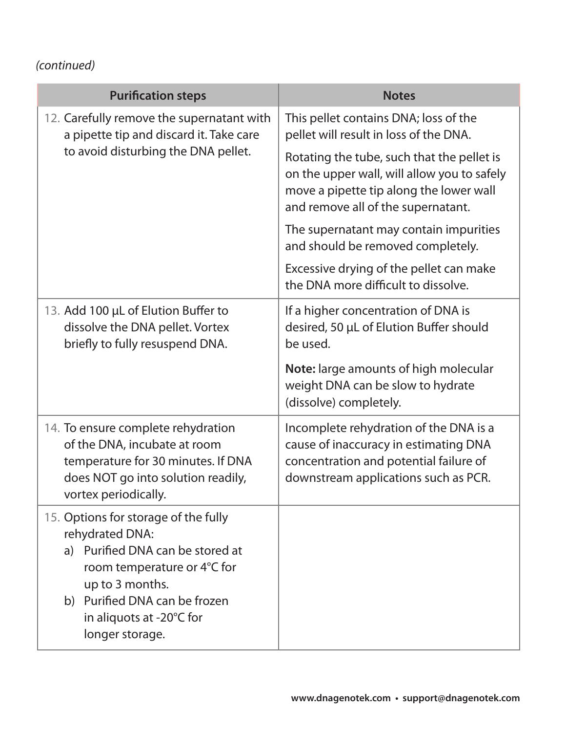*(continued)*

| Purification steps | Notes |
| --- | --- |
| 12. Carefully remove the supernatant with a pipette tip and discard it. Take care to avoid disturbing the DNA pellet. | This pellet contains DNA; loss of the pellet will result in loss of the DNA.<br><br>Rotating the tube, such that the pellet is on the upper wall, will allow you to safely move a pipette tip along the lower wall and remove all of the supernatant.<br><br>The supernatant may contain impurities and should be removed completely.<br><br>Excessive drying of the pellet can make the DNA more difficult to dissolve. |
| 13. Add 100 µL of Elution Buffer to dissolve the DNA pellet. Vortex briefly to fully resuspend DNA. | If a higher concentration of DNA is desired, 50 µL of Elution Buffer should be used.<br><br>**Note:** large amounts of high molecular weight DNA can be slow to hydrate (dissolve) completely. |
| 14. To ensure complete rehydration of the DNA, incubate at room temperature for 30 minutes. If DNA does NOT go into solution readily, vortex periodically. | Incomplete rehydration of the DNA is a cause of inaccuracy in estimating DNA concentration and potential failure of downstream applications such as PCR. |
| 15. Options for storage of the fully rehydrated DNA:<br>a) Purified DNA can be stored at room temperature or 4°C for up to 3 months.<br>b) Purified DNA can be frozen in aliquots at -20°C for longer storage. | |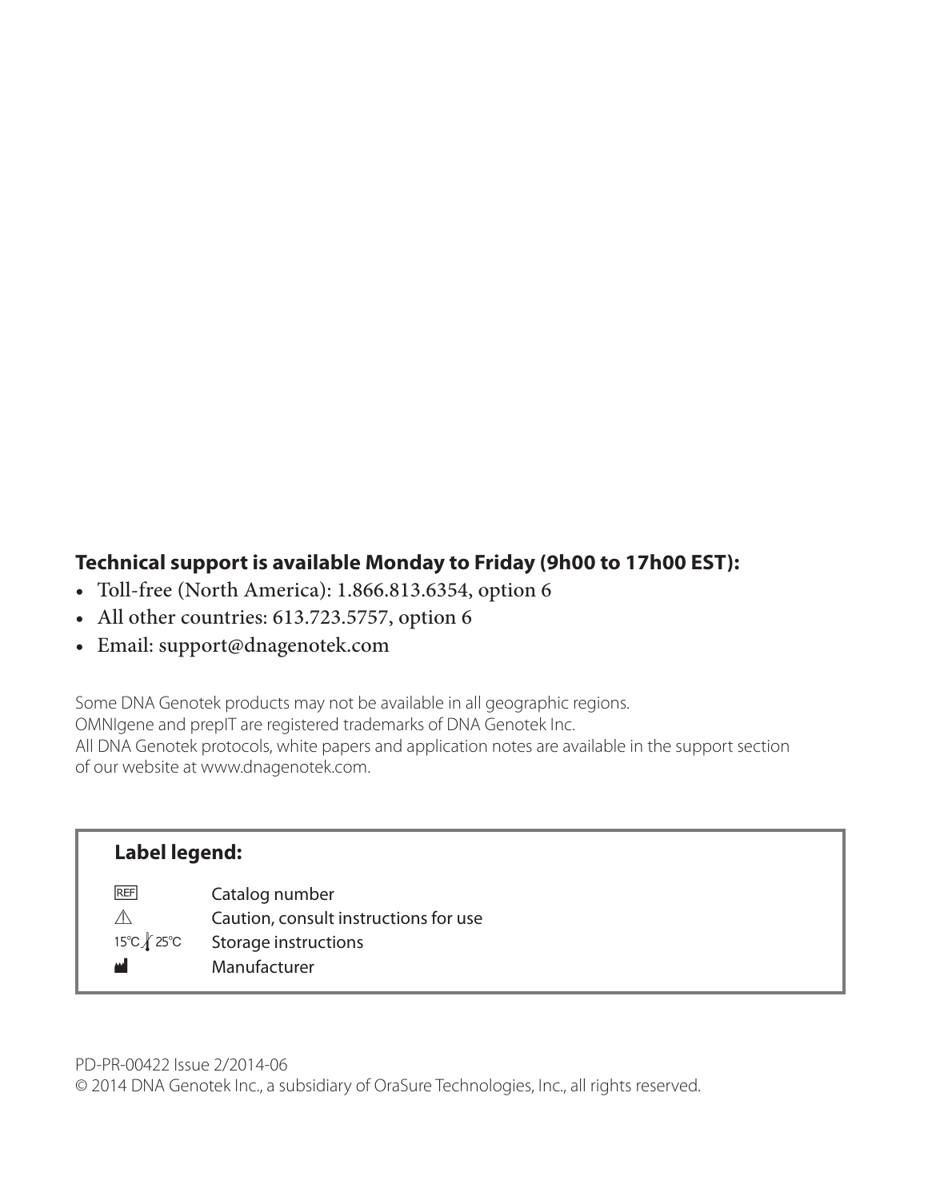**Technical support is available Monday to Friday (9h00 to 17h00 EST):**

- Toll-free (North America): 1.866.813.6354, option 6
- All other countries: 613.723.5757, option 6
- Email: support@dnagenotek.com

Some DNA Genotek products may not be available in all geographic regions.
OMNIgene and prepIT are registered trademarks of DNA Genotek Inc.
All DNA Genotek protocols, white papers and application notes are available in the support section of our website at www.dnagenotek.com.

**Label legend:**

| | |
|---|---|
| REF | Catalog number |
| ⚠ | Caution, consult instructions for use |
| 15°C–25°C | Storage instructions |
| 🏭 | Manufacturer |

PD-PR-00422 Issue 2/2014-06
© 2014 DNA Genotek Inc., a subsidiary of OraSure Technologies, Inc., all rights reserved.